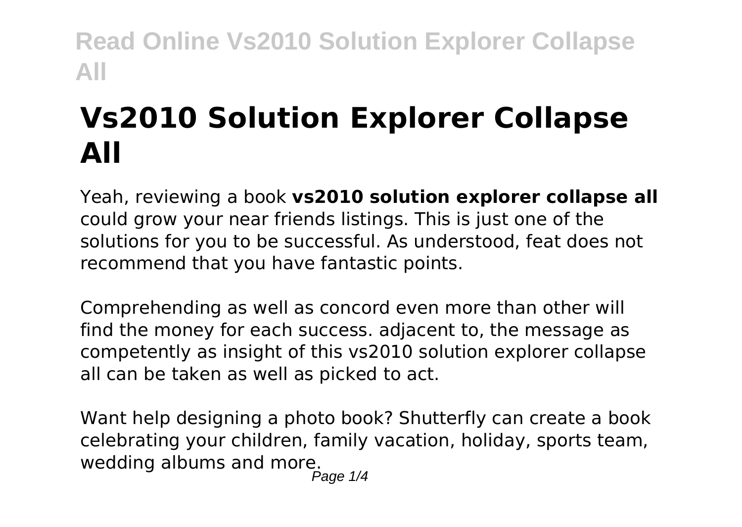# Vs2010 Solution Explorer Collapse All

Yeah, reviewing a book **vs2010 solution explorer collapse all** could grow your near friends listings. This is just one of the solutions for you to be successful. As understood, feat does not recommend that you have fantastic points.

Comprehending as well as concord even more than other will find the money for each success. adjacent to, the message as competently as insight of this vs2010 solution explorer collapse all can be taken as well as picked to act.

Want help designing a photo book? Shutterfly can create a book celebrating your children, family vacation, holiday, sports team, wedding albums and more.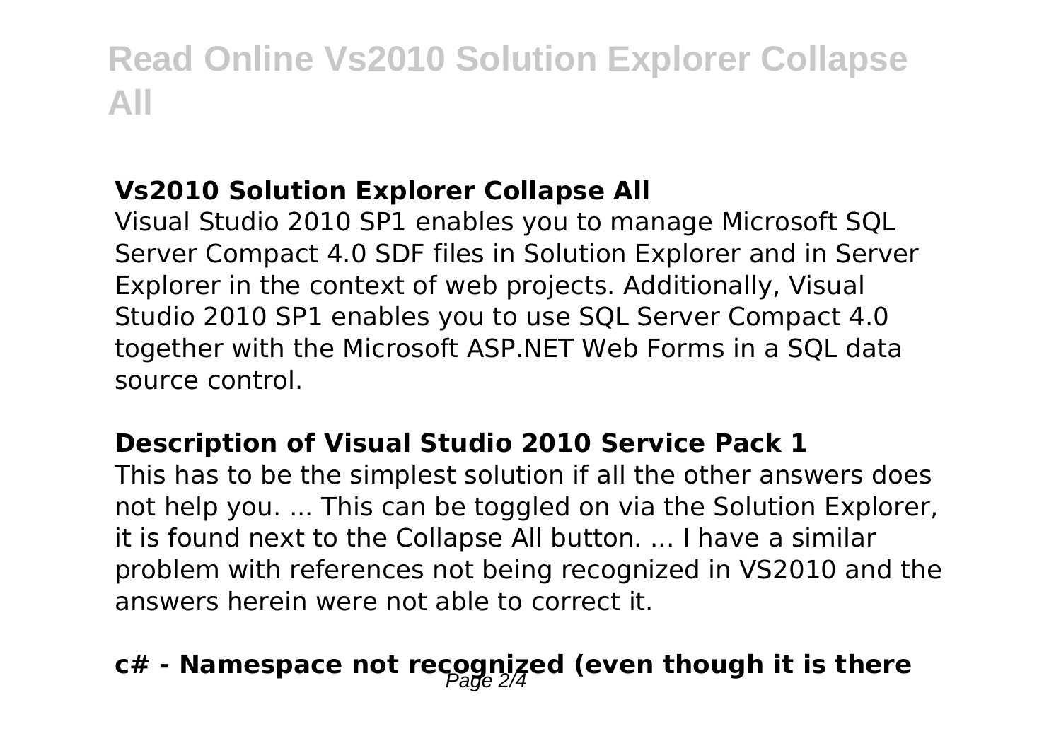### Vs2010 Solution Explorer Collapse All

Visual Studio 2010 SP1 enables you to manage Microsoft SQL Server Compact 4.0 SDF files in Solution Explorer and in Server Explorer in the context of web projects. Additionally, Visual Studio 2010 SP1 enables you to use SQL Server Compact 4.0 together with the Microsoft ASP.NET Web Forms in a SQL data source control.

### Description of Visual Studio 2010 Service Pack 1

This has to be the simplest solution if all the other answers does not help you. ... This can be toggled on via the Solution Explorer, it is found next to the Collapse All button. ... I have a similar problem with references not being recognized in VS2010 and the answers herein were not able to correct it.

### c# - Namespace not recognized (even though it is there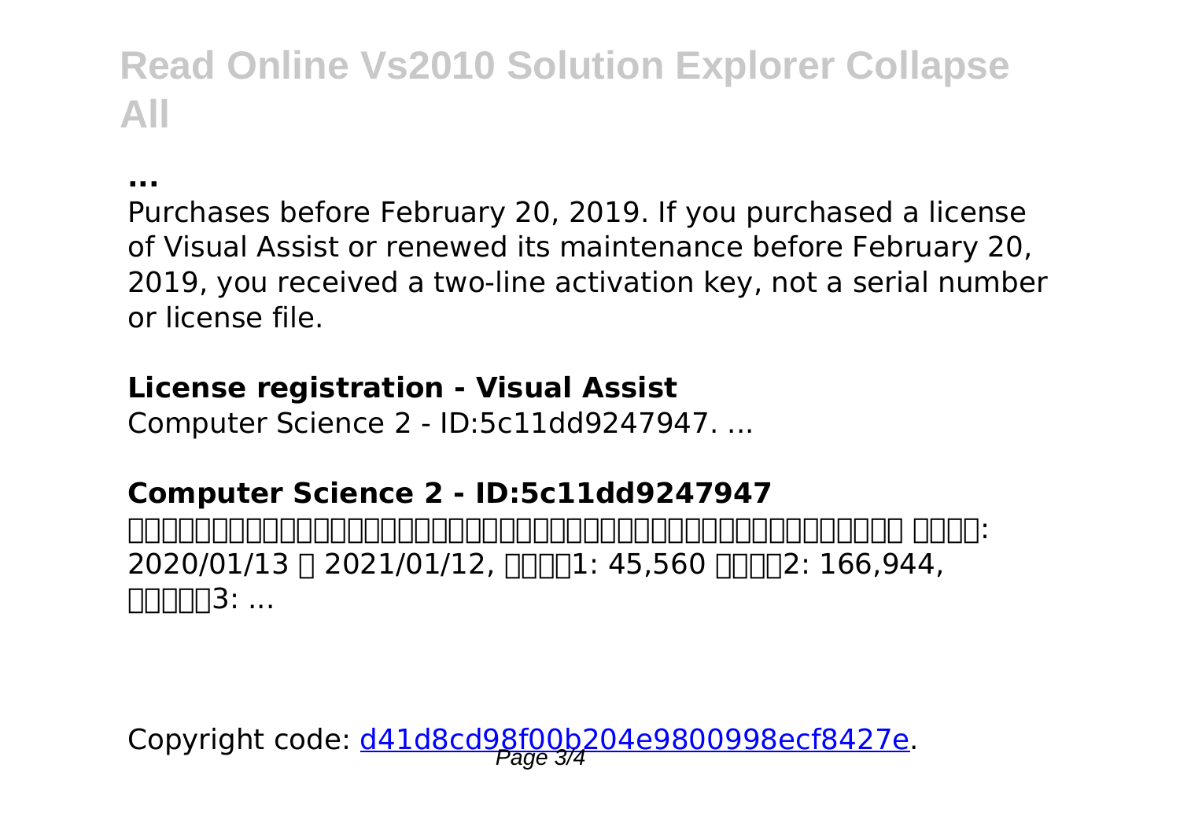**...**

Purchases before February 20, 2019. If you purchased a license of Visual Assist or renewed its maintenance before February 20, 2019, you received a two-line activation key, not a serial number or license file.

**License registration - Visual Assist**

Computer Science 2 - ID:5c11dd9247947. ...

**Computer Science 2 - ID:5c11dd9247947**

□□□□□□□□□□□□□□□□□□□□□□□□□□□□□□□□□□□□□□□□ □□□□: 2020/01/13 □ 2021/01/12, □□□□1: 45,560 □□□□2: 166,944, □□□□□3: ...

Copyright code: [d41d8cd98f00b204e9800998ecf8427e](d41d8cd98f00b204e9800998ecf8427e).